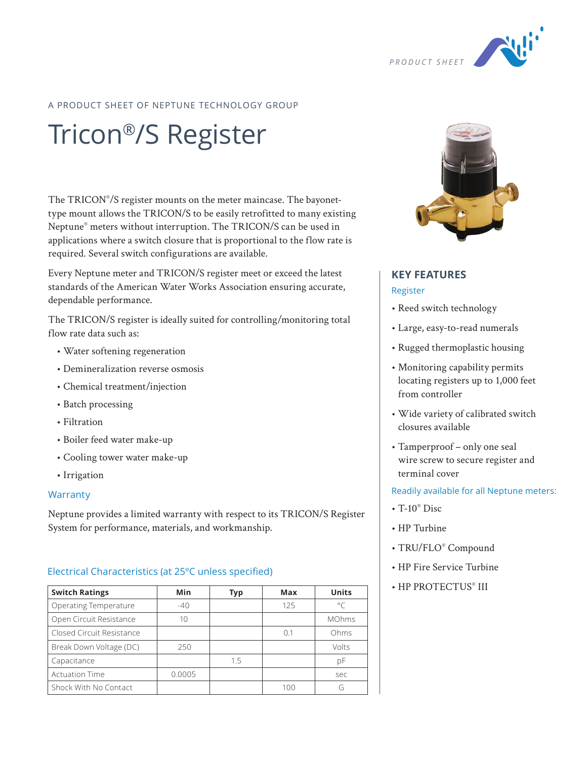PRODUCT SHEET

A PRODUCT SHEET OF NEPTUNE TECHNOLOGY GROUP

# Tricon®/S Register

The TRICON®/S register mounts on the meter maincase. The bayonet-type mount allows the TRICON/S to be easily retrofitted to many existing Neptune® meters without interruption. The TRICON/S can be used in applications where a switch closure that is proportional to the flow rate is required. Several switch configurations are available.

Every Neptune meter and TRICON/S register meet or exceed the latest standards of the American Water Works Association ensuring accurate, dependable performance.

The TRICON/S register is ideally suited for controlling/monitoring total flow rate data such as:

- Water softening regeneration
- Demineralization reverse osmosis
- Chemical treatment/injection
- Batch processing
- Filtration
- Boiler feed water make-up
- Cooling tower water make-up
- Irrigation

### Warranty

Neptune provides a limited warranty with respect to its TRICON/S Register System for performance, materials, and workmanship.

### Electrical Characteristics (at 25°C unless specified)

| Switch Ratings | Min | Typ | Max | Units |
|---|---|---|---|---|
| Operating Temperature | -40 | | 125 | °C |
| Open Circuit Resistance | 10 | | | MOhms |
| Closed Circuit Resistance | | | 0.1 | Ohms |
| Break Down Voltage (DC) | 250 | | | Volts |
| Capacitance | | 1.5 | | pF |
| Actuation Time | 0.0005 | | | sec |
| Shock With No Contact | | | 100 | G |

## KEY FEATURES

### Register

- Reed switch technology
- Large, easy-to-read numerals
- Rugged thermoplastic housing
- Monitoring capability permits locating registers up to 1,000 feet from controller
- Wide variety of calibrated switch closures available
- Tamperproof – only one seal wire screw to secure register and terminal cover

### Readily available for all Neptune meters:

- T-10® Disc
- HP Turbine
- TRU/FLO® Compound
- HP Fire Service Turbine
- HP PROTECTUS® III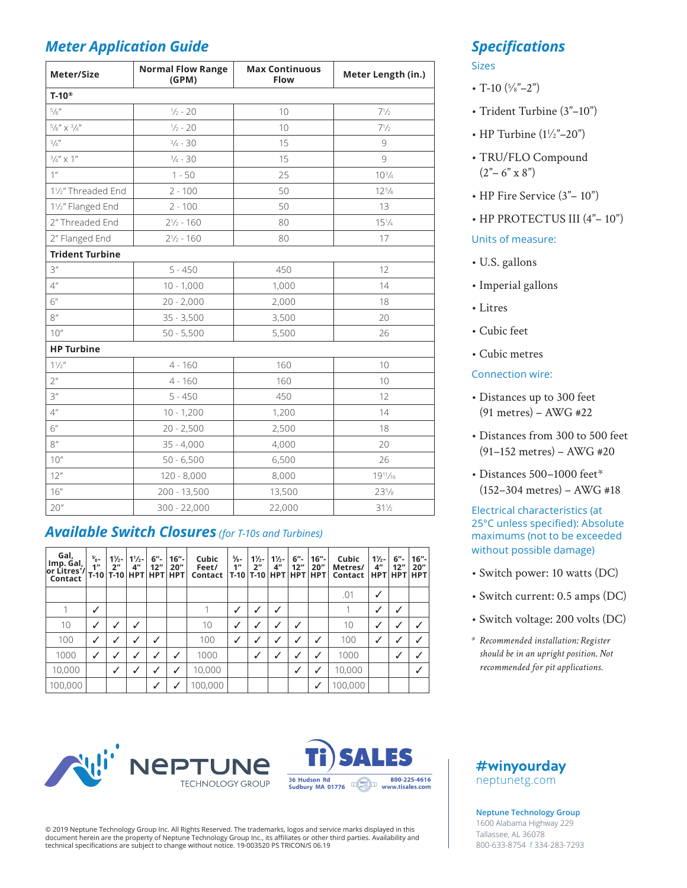## Meter Application Guide

| Meter/Size | Normal Flow Range (GPM) | Max Continuous Flow | Meter Length (in.) |
|---|---|---|---|
| **T-10®** | | | |
| ⅝″ | ½ - 20 | 10 | 7½ |
| ⅝″ x ¾″ | ½ - 20 | 10 | 7½ |
| ¾″ | ¾ - 30 | 15 | 9 |
| ¾″ x 1″ | ¾ - 30 | 15 | 9 |
| 1″ | 1 - 50 | 25 | 10¾ |
| 1½″ Threaded End | 2 - 100 | 50 | 12⅝ |
| 1½″ Flanged End | 2 - 100 | 50 | 13 |
| 2″ Threaded End | 2½ - 160 | 80 | 15¼ |
| 2″ Flanged End | 2½ - 160 | 80 | 17 |
| **Trident Turbine** | | | |
| 3″ | 5 - 450 | 450 | 12 |
| 4″ | 10 - 1,000 | 1,000 | 14 |
| 6″ | 20 - 2,000 | 2,000 | 18 |
| 8″ | 35 - 3,500 | 3,500 | 20 |
| 10″ | 50 - 5,500 | 5,500 | 26 |
| **HP Turbine** | | | |
| 1½″ | 4 - 160 | 160 | 10 |
| 2″ | 4 - 160 | 160 | 10 |
| 3″ | 5 - 450 | 450 | 12 |
| 4″ | 10 - 1,200 | 1,200 | 14 |
| 6″ | 20 - 2,500 | 2,500 | 18 |
| 8″ | 35 - 4,000 | 4,000 | 20 |
| 10″ | 50 - 6,500 | 6,500 | 26 |
| 12″ | 120 - 8,000 | 8,000 | 19$^{11}/_{16}$ |
| 16″ | 200 - 13,500 | 13,500 | 23⅝ |
| 20″ | 300 - 22,000 | 22,000 | 31½ |

## Available Switch Closures *(for T-10s and Turbines)*

| Gal, Imp. Gal, or Litres*/ Contact | ⅝-1″ T-10 | 1½-2″ T-10 | 1½-4″ HPT | 6″-12″ HPT | 16″-20″ HPT | Cubic Feet/ Contact | ⅝-1″ T-10 | 1½-2″ T-10 | 1½-4″ HPT | 6″-12″ HPT | 16″-20″ HPT | Cubic Metres/ Contact | 1½-4″ HPT | 6″-12″ HPT | 16″-20″ HPT |
|---|---|---|---|---|---|---|---|---|---|---|---|---|---|---|---|
| | | | | | | | | | | | | .01 | ✓ | | |
| 1 | ✓ | | | | | 1 | ✓ | ✓ | ✓ | | | 1 | ✓ | ✓ | |
| 10 | ✓ | ✓ | ✓ | | | 10 | ✓ | ✓ | ✓ | ✓ | | 10 | ✓ | ✓ | ✓ |
| 100 | ✓ | ✓ | ✓ | ✓ | | 100 | ✓ | ✓ | ✓ | ✓ | ✓ | 100 | ✓ | ✓ | ✓ |
| 1000 | ✓ | ✓ | ✓ | ✓ | ✓ | 1000 | | ✓ | ✓ | ✓ | ✓ | 1000 | | ✓ | ✓ |
| 10,000 | | ✓ | ✓ | ✓ | ✓ | 10,000 | | | | ✓ | ✓ | 10,000 | | | ✓ |
| 100,000 | | | | ✓ | ✓ | 100,000 | | | | | ✓ | 100,000 | | | |

## Specifications

Sizes

- T-10 (⅝″–2″)
- Trident Turbine (3″–10″)
- HP Turbine (1½″–20″)
- TRU/FLO Compound (2″– 6″ x 8″)
- HP Fire Service (3″– 10″)
- HP PROTECTUS III (4″– 10″)

Units of measure:

- U.S. gallons
- Imperial gallons
- Litres
- Cubic feet
- Cubic metres

Connection wire:

- Distances up to 300 feet (91 metres) – AWG #22
- Distances from 300 to 500 feet (91–152 metres) – AWG #20
- Distances 500–1000 feet* (152–304 metres) – AWG #18

Electrical characteristics (at 25°C unless specified): Absolute maximums (not to be exceeded without possible damage)

- Switch power: 10 watts (DC)
- Switch current: 0.5 amps (DC)
- Switch voltage: 200 volts (DC)

\* *Recommended installation: Register should be in an upright position. Not recommended for pit applications.*

NEPTUNE TECHNOLOGY GROUP

Ti SALES
36 Hudson Rd
Sudbury MA 01776
800-225-4616
www.tisales.com

#winyourday
neptunetg.com

**Neptune Technology Group**
1600 Alabama Highway 229
Tallassee, AL 36078
800-633-8754 f 334-283-7293

© 2019 Neptune Technology Group Inc. All Rights Reserved. The trademarks, logos and service marks displayed in this document herein are the property of Neptune Technology Group Inc., its affiliates or other third parties. Availability and technical specifications are subject to change without notice. 19-003520 PS TRICON/S 06.19